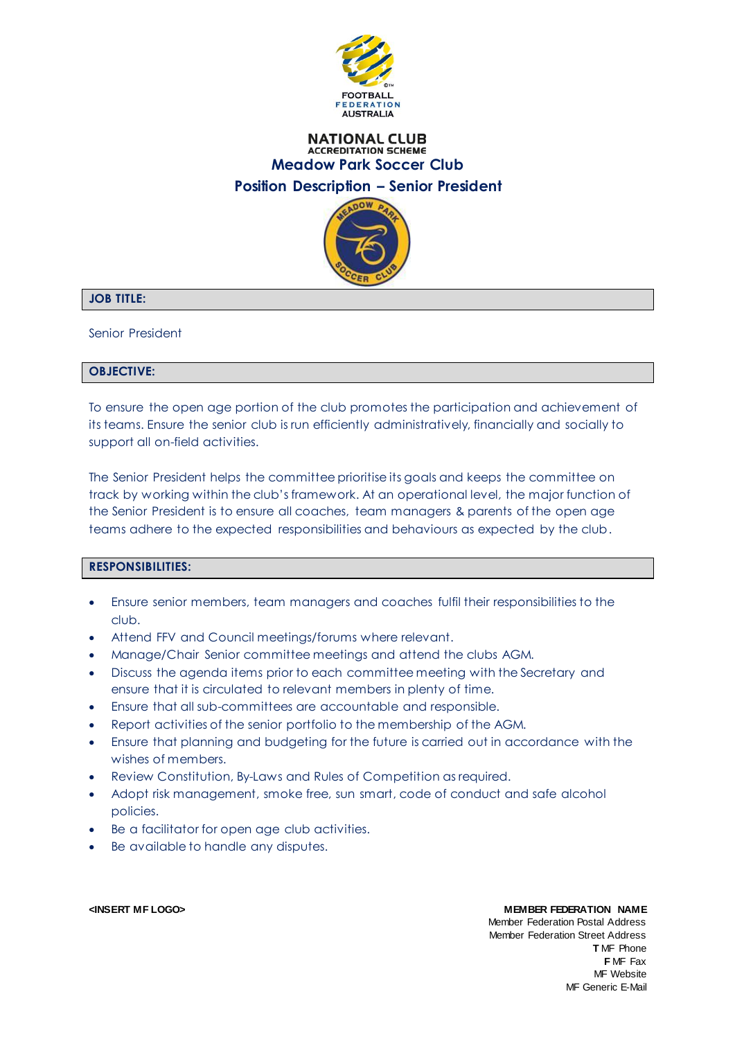FOOTBALL FEDERATION AUSTRALIA

NATIONAL CLUB
ACCREDITATION SCHEME

# Meadow Park Soccer Club

## Position Description – Senior President

### JOB TITLE:

Senior President

### OBJECTIVE:

To ensure the open age portion of the club promotes the participation and achievement of its teams. Ensure the senior club is run efficiently administratively, financially and socially to support all on-field activities.

The Senior President helps the committee prioritise its goals and keeps the committee on track by working within the club's framework. At an operational level, the major function of the Senior President is to ensure all coaches, team managers & parents of the open age teams adhere to the expected responsibilities and behaviours as expected by the club.

### RESPONSIBILITIES:

- Ensure senior members, team managers and coaches fulfil their responsibilities to the club.
- Attend FFV and Council meetings/forums where relevant.
- Manage/Chair Senior committee meetings and attend the clubs AGM.
- Discuss the agenda items prior to each committee meeting with the Secretary and ensure that it is circulated to relevant members in plenty of time.
- Ensure that all sub-committees are accountable and responsible.
- Report activities of the senior portfolio to the membership of the AGM.
- Ensure that planning and budgeting for the future is carried out in accordance with the wishes of members.
- Review Constitution, By-Laws and Rules of Competition as required.
- Adopt risk management, smoke free, sun smart, code of conduct and safe alcohol policies.
- Be a facilitator for open age club activities.
- Be available to handle any disputes.

<INSERT MF LOGO>

**MEMBER FEDERATION NAME**
Member Federation Postal Address
Member Federation Street Address
**T** MF Phone
**F** MF Fax
MF Website
MF Generic E-Mail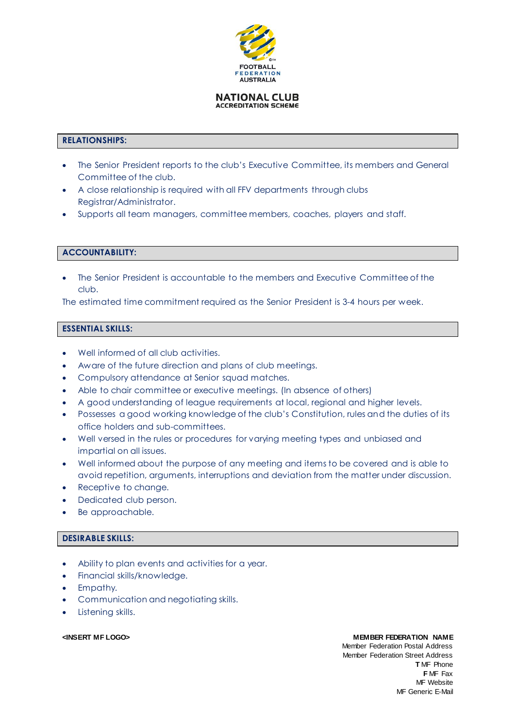FOOTBALL FEDERATION AUSTRALIA

NATIONAL CLUB ACCREDITATION SCHEME

## RELATIONSHIPS:

- The Senior President reports to the club's Executive Committee, its members and General Committee of the club.
- A close relationship is required with all FFV departments through clubs Registrar/Administrator.
- Supports all team managers, committee members, coaches, players and staff.

## ACCOUNTABILITY:

- The Senior President is accountable to the members and Executive Committee of the club.

The estimated time commitment required as the Senior President is 3-4 hours per week.

## ESSENTIAL SKILLS:

- Well informed of all club activities.
- Aware of the future direction and plans of club meetings.
- Compulsory attendance at Senior squad matches.
- Able to chair committee or executive meetings. (In absence of others)
- A good understanding of league requirements at local, regional and higher levels.
- Possesses a good working knowledge of the club's Constitution, rules and the duties of its office holders and sub-committees.
- Well versed in the rules or procedures for varying meeting types and unbiased and impartial on all issues.
- Well informed about the purpose of any meeting and items to be covered and is able to avoid repetition, arguments, interruptions and deviation from the matter under discussion.
- Receptive to change.
- Dedicated club person.
- Be approachable.

## DESIRABLE SKILLS:

- Ability to plan events and activities for a year.
- Financial skills/knowledge.
- Empathy.
- Communication and negotiating skills.
- Listening skills.

**<INSERT MF LOGO>**

**MEMBER FEDERATION NAME**
Member Federation Postal Address
Member Federation Street Address
**T** MF Phone
**F** MF Fax
MF Website
MF Generic E-Mail